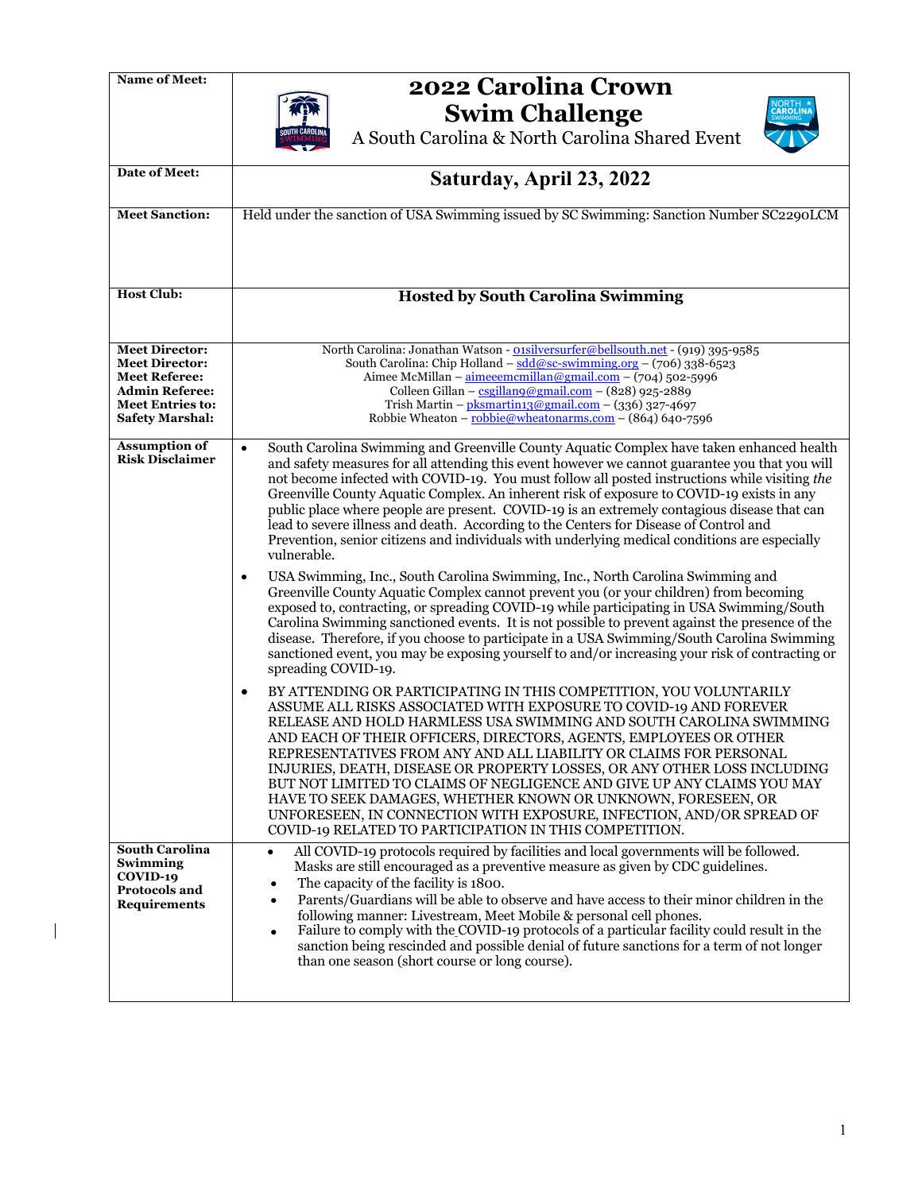| Name of Meet: | **2022 Carolina Crown Swim Challenge**<br>A South Carolina & North Carolina Shared Event |
|---|---|
| **Date of Meet:** | **Saturday, April 23, 2022** |
| **Meet Sanction:** | Held under the sanction of USA Swimming issued by SC Swimming: Sanction Number SC2290LCM |
| **Host Club:** | **Hosted by South Carolina Swimming** |
| **Meet Director:**<br>**Meet Director:**<br>**Meet Referee:**<br>**Admin Referee:**<br>**Meet Entries to:**<br>**Safety Marshal:** | North Carolina: Jonathan Watson - 01silversurfer@bellsouth.net - (919) 395-9585<br>South Carolina: Chip Holland – sdd@sc-swimming.org – (706) 338-6523<br>Aimee McMillan – aimeeemcmillan@gmail.com – (704) 502-5996<br>Colleen Gillan – csgillan9@gmail.com – (828) 925-2889<br>Trish Martin – pksmartin13@gmail.com – (336) 327-4697<br>Robbie Wheaton – robbie@wheatonarms.com – (864) 640-7596 |
| **Assumption of Risk Disclaimer** | • South Carolina Swimming and Greenville County Aquatic Complex have taken enhanced health and safety measures for all attending this event however we cannot guarantee you that you will not become infected with COVID-19. You must follow all posted instructions while visiting *the* Greenville County Aquatic Complex. An inherent risk of exposure to COVID-19 exists in any public place where people are present. COVID-19 is an extremely contagious disease that can lead to severe illness and death. According to the Centers for Disease of Control and Prevention, senior citizens and individuals with underlying medical conditions are especially vulnerable.<br>• USA Swimming, Inc., South Carolina Swimming, Inc., North Carolina Swimming and Greenville County Aquatic Complex cannot prevent you (or your children) from becoming exposed to, contracting, or spreading COVID-19 while participating in USA Swimming/South Carolina Swimming sanctioned events. It is not possible to prevent against the presence of the disease. Therefore, if you choose to participate in a USA Swimming/South Carolina Swimming sanctioned event, you may be exposing yourself to and/or increasing your risk of contracting or spreading COVID-19.<br>• BY ATTENDING OR PARTICIPATING IN THIS COMPETITION, YOU VOLUNTARILY ASSUME ALL RISKS ASSOCIATED WITH EXPOSURE TO COVID-19 AND FOREVER RELEASE AND HOLD HARMLESS USA SWIMMING AND SOUTH CAROLINA SWIMMING AND EACH OF THEIR OFFICERS, DIRECTORS, AGENTS, EMPLOYEES OR OTHER REPRESENTATIVES FROM ANY AND ALL LIABILITY OR CLAIMS FOR PERSONAL INJURIES, DEATH, DISEASE OR PROPERTY LOSSES, OR ANY OTHER LOSS INCLUDING BUT NOT LIMITED TO CLAIMS OF NEGLIGENCE AND GIVE UP ANY CLAIMS YOU MAY HAVE TO SEEK DAMAGES, WHETHER KNOWN OR UNKNOWN, FORESEEN, OR UNFORESEEN, IN CONNECTION WITH EXPOSURE, INFECTION, AND/OR SPREAD OF COVID-19 RELATED TO PARTICIPATION IN THIS COMPETITION. |
| **South Carolina Swimming COVID-19 Protocols and Requirements** | • All COVID-19 protocols required by facilities and local governments will be followed. Masks are still encouraged as a preventive measure as given by CDC guidelines.<br>• The capacity of the facility is 1800.<br>• Parents/Guardians will be able to observe and have access to their minor children in the following manner: Livestream, Meet Mobile & personal cell phones.<br>• Failure to comply with the COVID-19 protocols of a particular facility could result in the sanction being rescinded and possible denial of future sanctions for a term of not longer than one season (short course or long course). |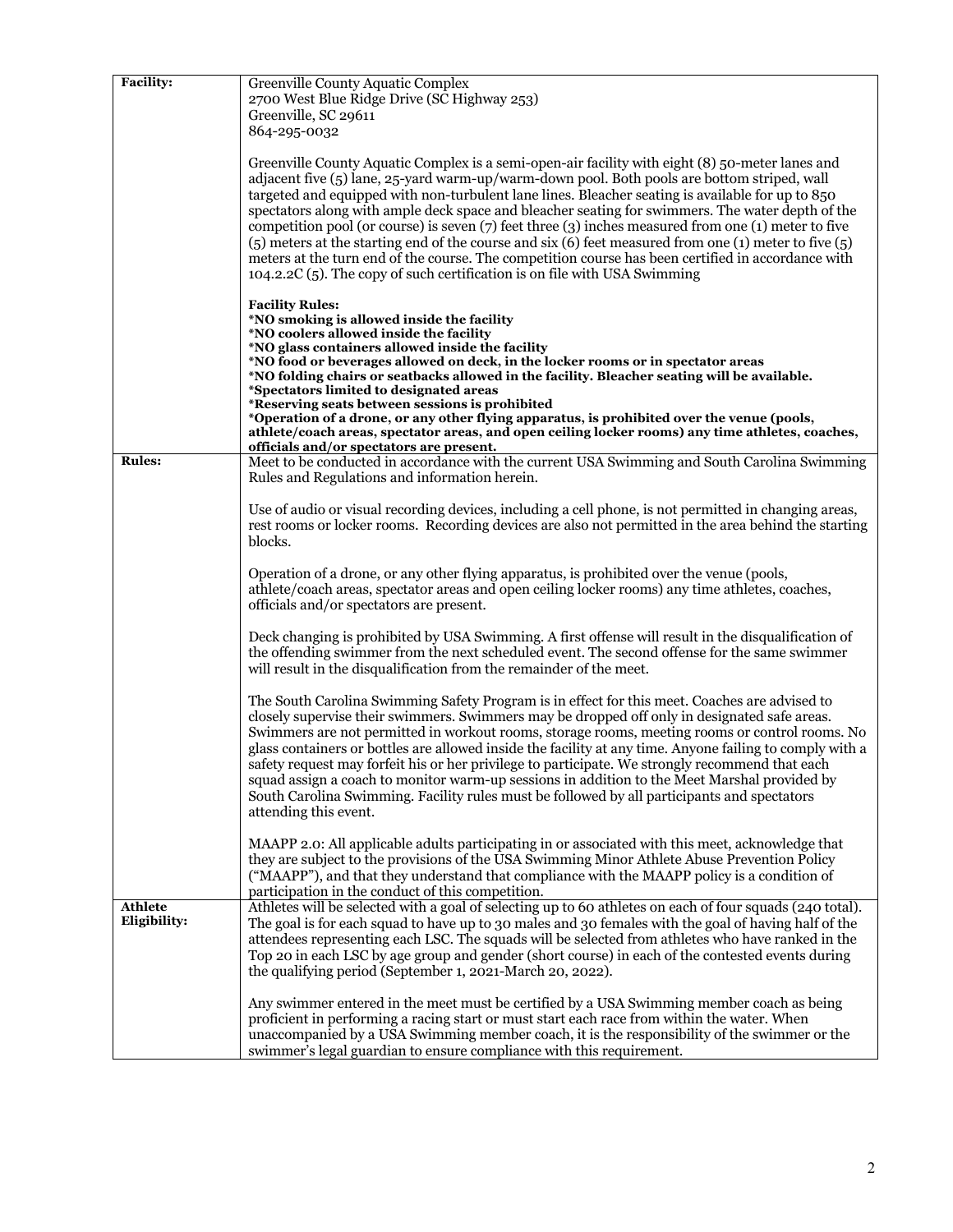| | |
|---|---|
| **Facility:** | Greenville County Aquatic Complex<br>2700 West Blue Ridge Drive (SC Highway 253)<br>Greenville, SC 29611<br>864-295-0032<br><br>Greenville County Aquatic Complex is a semi-open-air facility with eight (8) 50-meter lanes and adjacent five (5) lane, 25-yard warm-up/warm-down pool. Both pools are bottom striped, wall targeted and equipped with non-turbulent lane lines. Bleacher seating is available for up to 850 spectators along with ample deck space and bleacher seating for swimmers. The water depth of the competition pool (or course) is seven (7) feet three (3) inches measured from one (1) meter to five (5) meters at the starting end of the course and six (6) feet measured from one (1) meter to five (5) meters at the turn end of the course. The competition course has been certified in accordance with 104.2.2C (5). The copy of such certification is on file with USA Swimming<br><br>**Facility Rules:**<br>**\*NO smoking is allowed inside the facility**<br>**\*NO coolers allowed inside the facility**<br>**\*NO glass containers allowed inside the facility**<br>**\*NO food or beverages allowed on deck, in the locker rooms or in spectator areas**<br>**\*NO folding chairs or seatbacks allowed in the facility. Bleacher seating will be available.**<br>**\*Spectators limited to designated areas**<br>**\*Reserving seats between sessions is prohibited**<br>**\*Operation of a drone, or any other flying apparatus, is prohibited over the venue (pools, athlete/coach areas, spectator areas, and open ceiling locker rooms) any time athletes, coaches, officials and/or spectators are present.** |
| **Rules:** | Meet to be conducted in accordance with the current USA Swimming and South Carolina Swimming Rules and Regulations and information herein.<br><br>Use of audio or visual recording devices, including a cell phone, is not permitted in changing areas, rest rooms or locker rooms. Recording devices are also not permitted in the area behind the starting blocks.<br><br>Operation of a drone, or any other flying apparatus, is prohibited over the venue (pools, athlete/coach areas, spectator areas and open ceiling locker rooms) any time athletes, coaches, officials and/or spectators are present.<br><br>Deck changing is prohibited by USA Swimming. A first offense will result in the disqualification of the offending swimmer from the next scheduled event. The second offense for the same swimmer will result in the disqualification from the remainder of the meet.<br><br>The South Carolina Swimming Safety Program is in effect for this meet. Coaches are advised to closely supervise their swimmers. Swimmers may be dropped off only in designated safe areas. Swimmers are not permitted in workout rooms, storage rooms, meeting rooms or control rooms. No glass containers or bottles are allowed inside the facility at any time. Anyone failing to comply with a safety request may forfeit his or her privilege to participate. We strongly recommend that each squad assign a coach to monitor warm-up sessions in addition to the Meet Marshal provided by South Carolina Swimming. Facility rules must be followed by all participants and spectators attending this event.<br><br>MAAPP 2.0: All applicable adults participating in or associated with this meet, acknowledge that they are subject to the provisions of the USA Swimming Minor Athlete Abuse Prevention Policy ("MAAPP"), and that they understand that compliance with the MAAPP policy is a condition of participation in the conduct of this competition. |
| **Athlete Eligibility:** | Athletes will be selected with a goal of selecting up to 60 athletes on each of four squads (240 total). The goal is for each squad to have up to 30 males and 30 females with the goal of having half of the attendees representing each LSC. The squads will be selected from athletes who have ranked in the Top 20 in each LSC by age group and gender (short course) in each of the contested events during the qualifying period (September 1, 2021-March 20, 2022).<br><br>Any swimmer entered in the meet must be certified by a USA Swimming member coach as being proficient in performing a racing start or must start each race from within the water. When unaccompanied by a USA Swimming member coach, it is the responsibility of the swimmer or the swimmer's legal guardian to ensure compliance with this requirement. |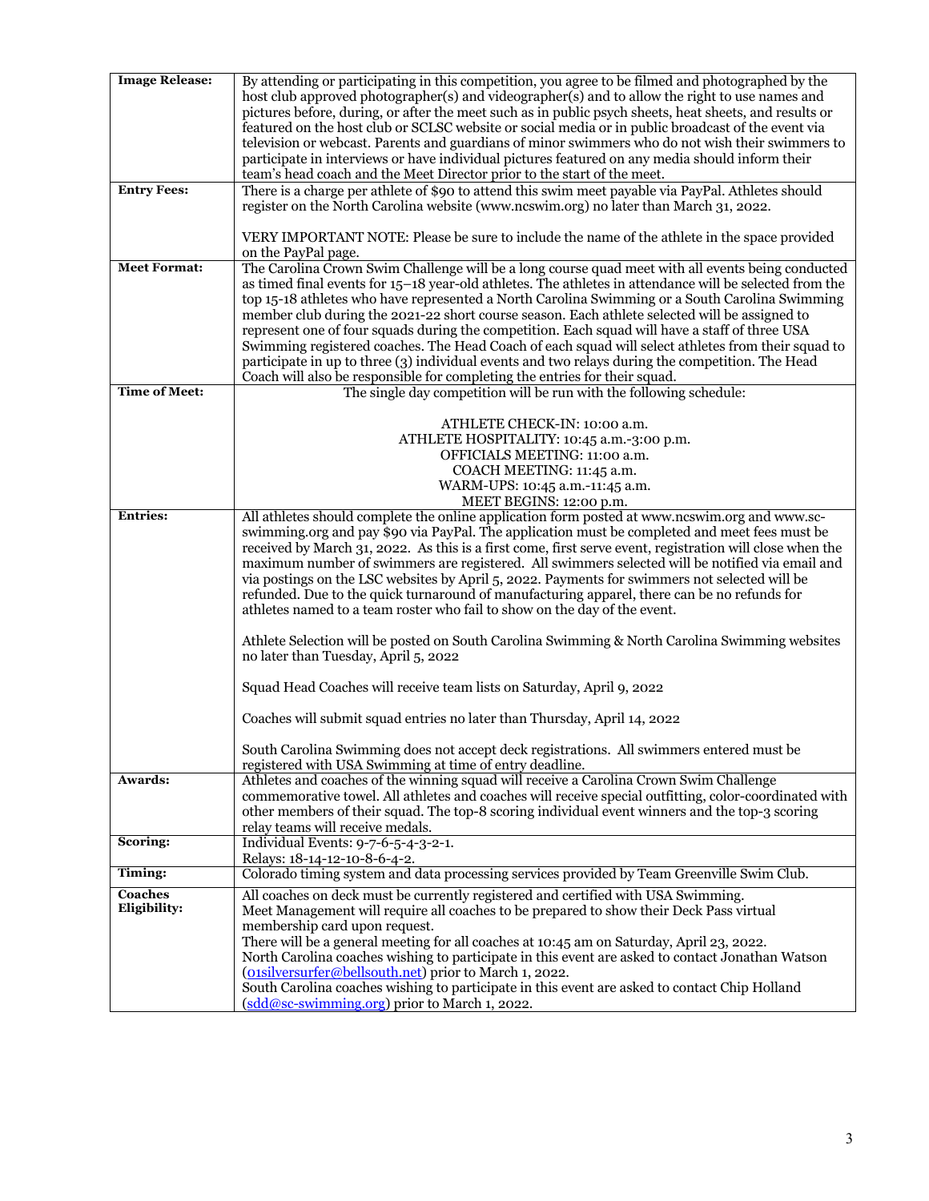| | |
|---|---|
| **Image Release:** | By attending or participating in this competition, you agree to be filmed and photographed by the host club approved photographer(s) and videographer(s) and to allow the right to use names and pictures before, during, or after the meet such as in public psych sheets, heat sheets, and results or featured on the host club or SCLSC website or social media or in public broadcast of the event via television or webcast. Parents and guardians of minor swimmers who do not wish their swimmers to participate in interviews or have individual pictures featured on any media should inform their team's head coach and the Meet Director prior to the start of the meet. |
| **Entry Fees:** | There is a charge per athlete of $90 to attend this swim meet payable via PayPal. Athletes should register on the North Carolina website (www.ncswim.org) no later than March 31, 2022.<br><br>VERY IMPORTANT NOTE: Please be sure to include the name of the athlete in the space provided on the PayPal page. |
| **Meet Format:** | The Carolina Crown Swim Challenge will be a long course quad meet with all events being conducted as timed final events for 15–18 year-old athletes. The athletes in attendance will be selected from the top 15-18 athletes who have represented a North Carolina Swimming or a South Carolina Swimming member club during the 2021-22 short course season. Each athlete selected will be assigned to represent one of four squads during the competition. Each squad will have a staff of three USA Swimming registered coaches. The Head Coach of each squad will select athletes from their squad to participate in up to three (3) individual events and two relays during the competition. The Head Coach will also be responsible for completing the entries for their squad. |
| **Time of Meet:** | The single day competition will be run with the following schedule:<br><br>ATHLETE CHECK-IN: 10:00 a.m.<br>ATHLETE HOSPITALITY: 10:45 a.m.-3:00 p.m.<br>OFFICIALS MEETING: 11:00 a.m.<br>COACH MEETING: 11:45 a.m.<br>WARM-UPS: 10:45 a.m.-11:45 a.m.<br>MEET BEGINS: 12:00 p.m. |
| **Entries:** | All athletes should complete the online application form posted at www.ncswim.org and www.sc-swimming.org and pay $90 via PayPal. The application must be completed and meet fees must be received by March 31, 2022. As this is a first come, first serve event, registration will close when the maximum number of swimmers are registered. All swimmers selected will be notified via email and via postings on the LSC websites by April 5, 2022. Payments for swimmers not selected will be refunded. Due to the quick turnaround of manufacturing apparel, there can be no refunds for athletes named to a team roster who fail to show on the day of the event.<br><br>Athlete Selection will be posted on South Carolina Swimming & North Carolina Swimming websites no later than Tuesday, April 5, 2022<br><br>Squad Head Coaches will receive team lists on Saturday, April 9, 2022<br><br>Coaches will submit squad entries no later than Thursday, April 14, 2022<br><br>South Carolina Swimming does not accept deck registrations. All swimmers entered must be registered with USA Swimming at time of entry deadline. |
| **Awards:** | Athletes and coaches of the winning squad will receive a Carolina Crown Swim Challenge commemorative towel. All athletes and coaches will receive special outfitting, color-coordinated with other members of their squad. The top-8 scoring individual event winners and the top-3 scoring relay teams will receive medals. |
| **Scoring:** | Individual Events: 9-7-6-5-4-3-2-1.<br>Relays: 18-14-12-10-8-6-4-2. |
| **Timing:** | Colorado timing system and data processing services provided by Team Greenville Swim Club. |
| **Coaches Eligibility:** | All coaches on deck must be currently registered and certified with USA Swimming.<br>Meet Management will require all coaches to be prepared to show their Deck Pass virtual membership card upon request.<br>There will be a general meeting for all coaches at 10:45 am on Saturday, April 23, 2022.<br>North Carolina coaches wishing to participate in this event are asked to contact Jonathan Watson (01silversurfer@bellsouth.net) prior to March 1, 2022.<br>South Carolina coaches wishing to participate in this event are asked to contact Chip Holland (sdd@sc-swimming.org) prior to March 1, 2022. |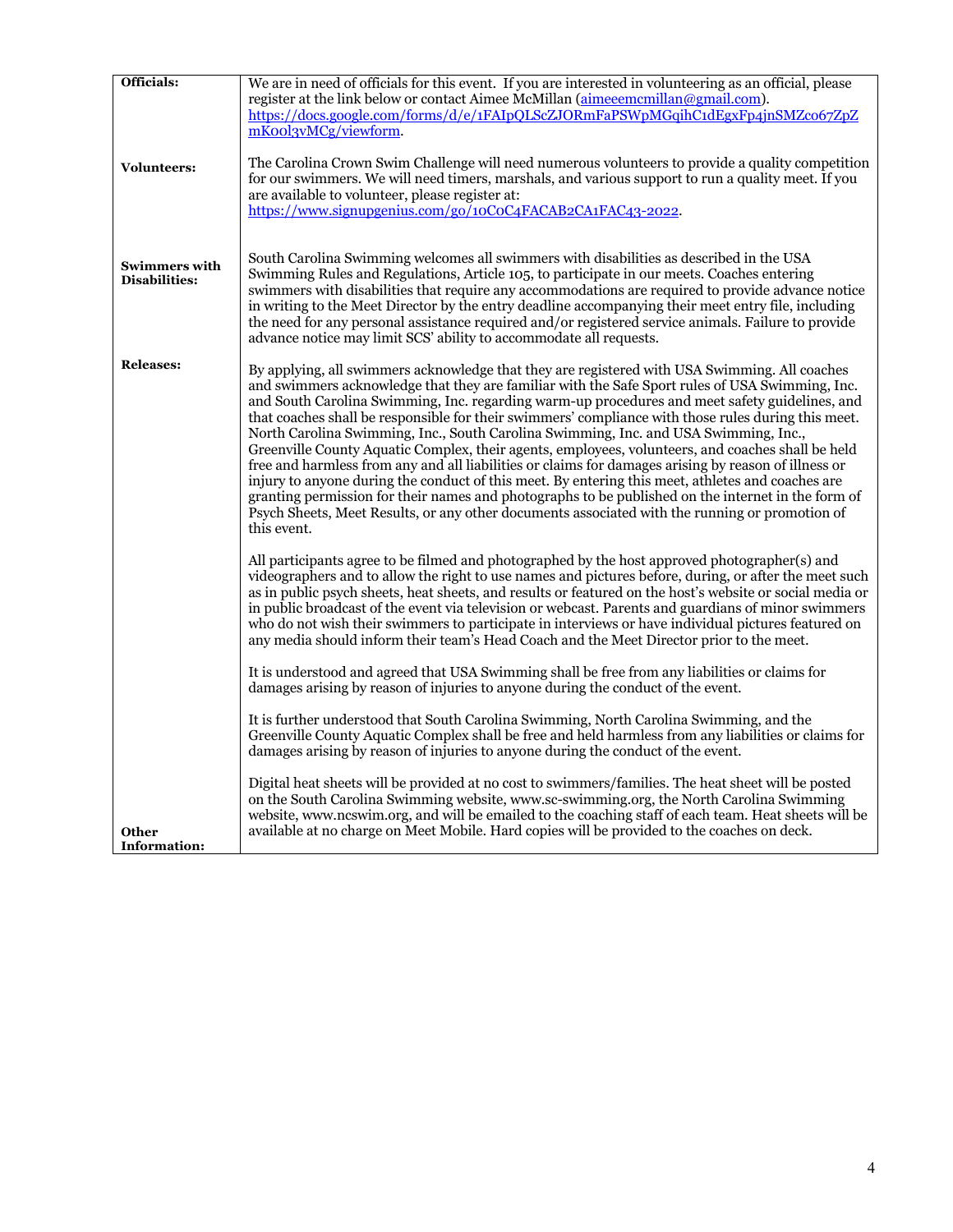| | |
|---|---|
| **Officials:** | We are in need of officials for this event. If you are interested in volunteering as an official, please register at the link below or contact Aimee McMillan (aimeeemcmillan@gmail.com). https://docs.google.com/forms/d/e/1FAIpQLScZJORmFaPSWpMGqihC1dEgxFp4jnSMZco67ZpZmKo0l3vMCg/viewform. |
| **Volunteers:** | The Carolina Crown Swim Challenge will need numerous volunteers to provide a quality competition for our swimmers. We will need timers, marshals, and various support to run a quality meet. If you are available to volunteer, please register at: https://www.signupgenius.com/go/10C0C4FACAB2CA1FAC43-2022. |
| **Swimmers with Disabilities:** | South Carolina Swimming welcomes all swimmers with disabilities as described in the USA Swimming Rules and Regulations, Article 105, to participate in our meets. Coaches entering swimmers with disabilities that require any accommodations are required to provide advance notice in writing to the Meet Director by the entry deadline accompanying their meet entry file, including the need for any personal assistance required and/or registered service animals. Failure to provide advance notice may limit SCS' ability to accommodate all requests. |
| **Releases:** | By applying, all swimmers acknowledge that they are registered with USA Swimming. All coaches and swimmers acknowledge that they are familiar with the Safe Sport rules of USA Swimming, Inc. and South Carolina Swimming, Inc. regarding warm-up procedures and meet safety guidelines, and that coaches shall be responsible for their swimmers' compliance with those rules during this meet. North Carolina Swimming, Inc., South Carolina Swimming, Inc. and USA Swimming, Inc., Greenville County Aquatic Complex, their agents, employees, volunteers, and coaches shall be held free and harmless from any and all liabilities or claims for damages arising by reason of illness or injury to anyone during the conduct of this meet. By entering this meet, athletes and coaches are granting permission for their names and photographs to be published on the internet in the form of Psych Sheets, Meet Results, or any other documents associated with the running or promotion of this event.<br><br>All participants agree to be filmed and photographed by the host approved photographer(s) and videographers and to allow the right to use names and pictures before, during, or after the meet such as in public psych sheets, heat sheets, and results or featured on the host's website or social media or in public broadcast of the event via television or webcast. Parents and guardians of minor swimmers who do not wish their swimmers to participate in interviews or have individual pictures featured on any media should inform their team's Head Coach and the Meet Director prior to the meet.<br><br>It is understood and agreed that USA Swimming shall be free from any liabilities or claims for damages arising by reason of injuries to anyone during the conduct of the event.<br><br>It is further understood that South Carolina Swimming, North Carolina Swimming, and the Greenville County Aquatic Complex shall be free and held harmless from any liabilities or claims for damages arising by reason of injuries to anyone during the conduct of the event. |
| **Other Information:** | Digital heat sheets will be provided at no cost to swimmers/families. The heat sheet will be posted on the South Carolina Swimming website, www.sc-swimming.org, the North Carolina Swimming website, www.ncswim.org, and will be emailed to the coaching staff of each team. Heat sheets will be available at no charge on Meet Mobile. Hard copies will be provided to the coaches on deck. |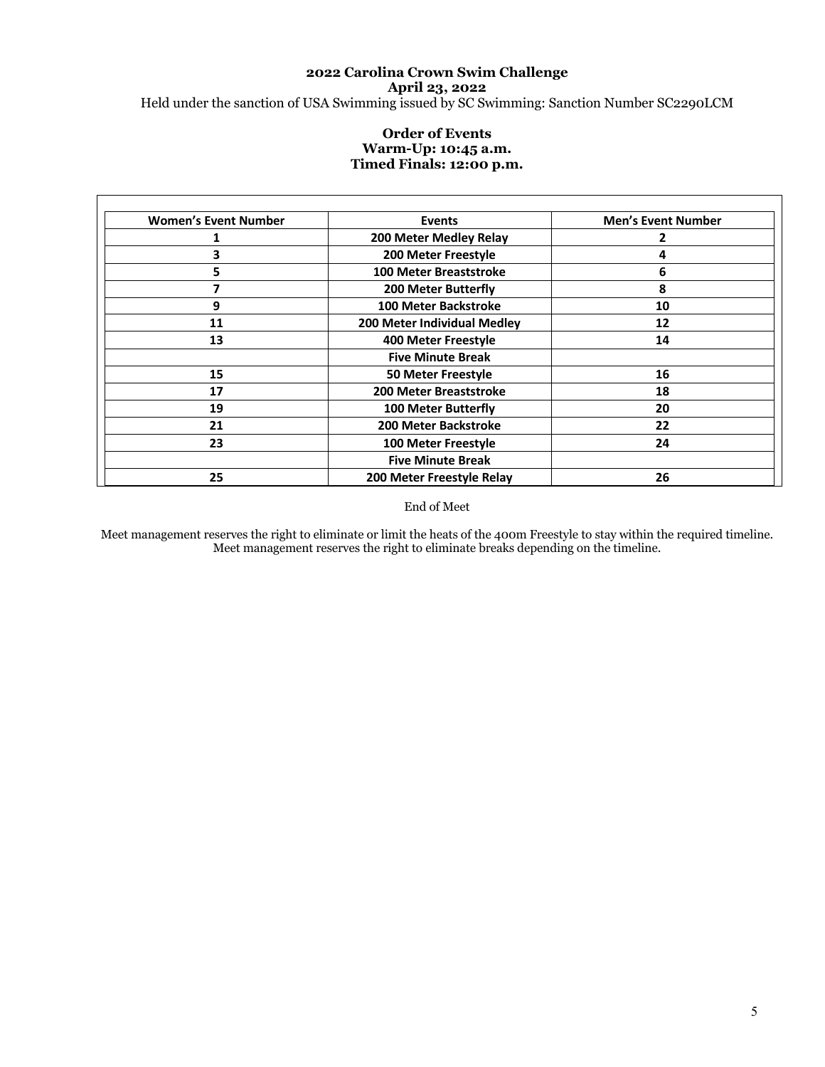**2022 Carolina Crown Swim Challenge**
**April 23, 2022**
Held under the sanction of USA Swimming issued by SC Swimming: Sanction Number SC2290LCM

**Order of Events**
**Warm-Up: 10:45 a.m.**
**Timed Finals: 12:00 p.m.**

| Women's Event Number | Events | Men's Event Number |
|---|---|---|
| 1 | 200 Meter Medley Relay | 2 |
| 3 | 200 Meter Freestyle | 4 |
| 5 | 100 Meter Breaststroke | 6 |
| 7 | 200 Meter Butterfly | 8 |
| 9 | 100 Meter Backstroke | 10 |
| 11 | 200 Meter Individual Medley | 12 |
| 13 | 400 Meter Freestyle | 14 |
| | Five Minute Break | |
| 15 | 50 Meter Freestyle | 16 |
| 17 | 200 Meter Breaststroke | 18 |
| 19 | 100 Meter Butterfly | 20 |
| 21 | 200 Meter Backstroke | 22 |
| 23 | 100 Meter Freestyle | 24 |
| | Five Minute Break | |
| 25 | 200 Meter Freestyle Relay | 26 |

End of Meet

Meet management reserves the right to eliminate or limit the heats of the 400m Freestyle to stay within the required timeline.
Meet management reserves the right to eliminate breaks depending on the timeline.